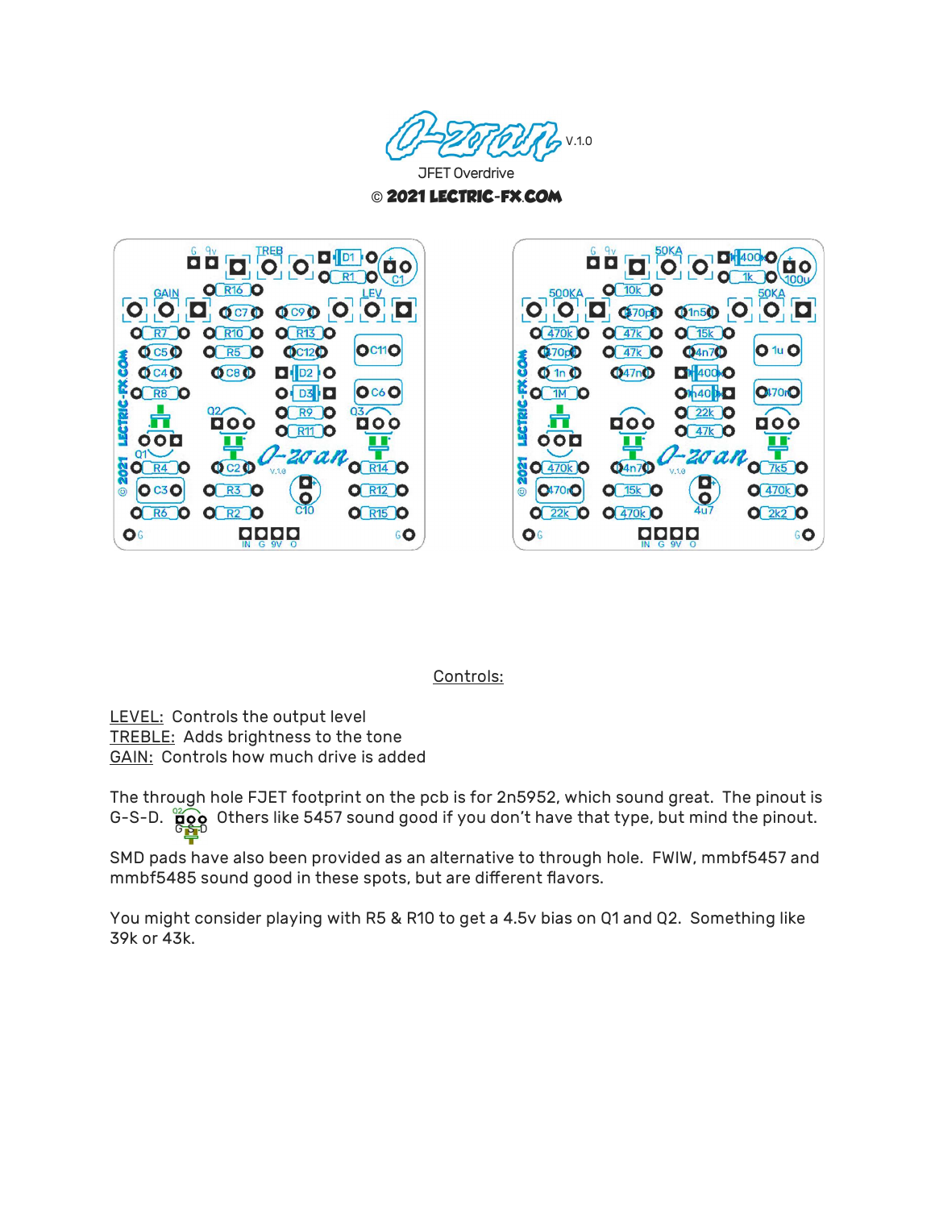O-zoan V.1.0

JFET Overdrive

© 2021 LECTRIC-FX.COM

Controls:

LEVEL: Controls the output level
TREBLE: Adds brightness to the tone
GAIN: Controls how much drive is added

The through hole FJET footprint on the pcb is for 2n5952, which sound great. The pinout is G-S-D. Others like 5457 sound good if you don't have that type, but mind the pinout.

SMD pads have also been provided as an alternative to through hole. FWIW, mmbf5457 and mmbf5485 sound good in these spots, but are different flavors.

You might consider playing with R5 & R10 to get a 4.5v bias on Q1 and Q2. Something like 39k or 43k.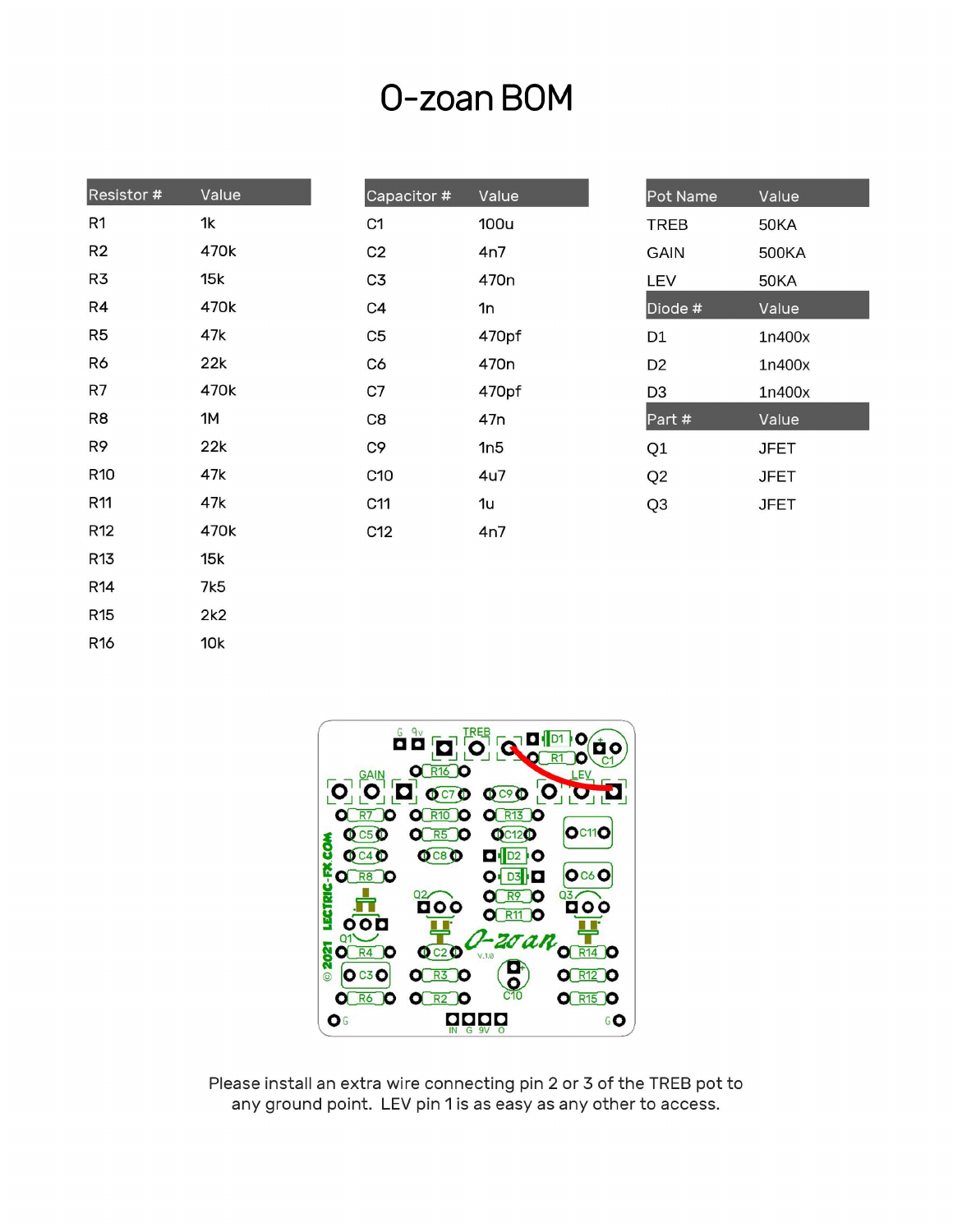# O-zoan BOM

| Resistor # | Value |
|---|---|
| R1 | 1k |
| R2 | 470k |
| R3 | 15k |
| R4 | 470k |
| R5 | 47k |
| R6 | 22k |
| R7 | 470k |
| R8 | 1M |
| R9 | 22k |
| R10 | 47k |
| R11 | 47k |
| R12 | 470k |
| R13 | 15k |
| R14 | 7k5 |
| R15 | 2k2 |
| R16 | 10k |

| Capacitor # | Value |
|---|---|
| C1 | 100u |
| C2 | 4n7 |
| C3 | 470n |
| C4 | 1n |
| C5 | 470pf |
| C6 | 470n |
| C7 | 470pf |
| C8 | 47n |
| C9 | 1n5 |
| C10 | 4u7 |
| C11 | 1u |
| C12 | 4n7 |

| Pot Name | Value |
|---|---|
| TREB | 50KA |
| GAIN | 500KA |
| LEV | 50KA |

| Diode # | Value |
|---|---|
| D1 | 1n400x |
| D2 | 1n400x |
| D3 | 1n400x |

| Part # | Value |
|---|---|
| Q1 | JFET |
| Q2 | JFET |
| Q3 | JFET |

Please install an extra wire connecting pin 2 or 3 of the TREB pot to any ground point. LEV pin 1 is as easy as any other to access.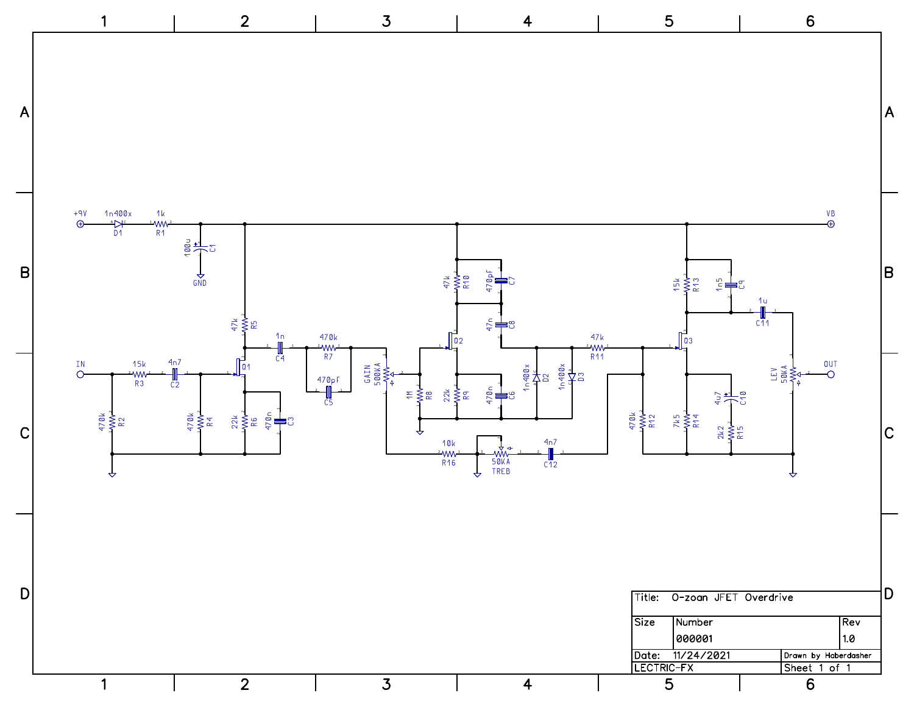| Title: O-zoan JFET Overdrive | | |
|---|---|---|
| Size | Number<br>000001 | Rev<br>1.0 |
| Date: 11/24/2021 | | Drawn by Haberdasher |
| LECTRIC-FX | | Sheet 1 of 1 |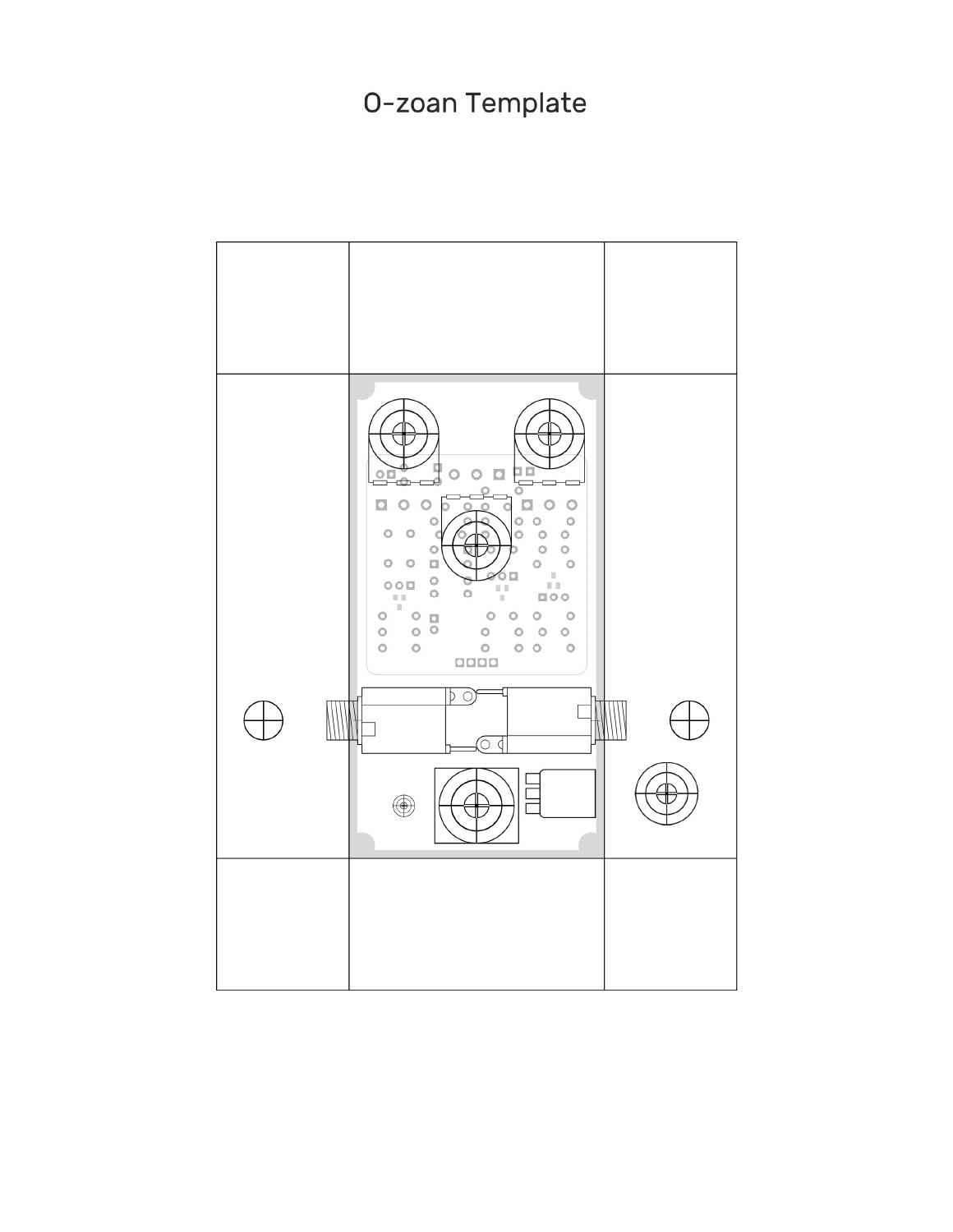# O-zoan Template